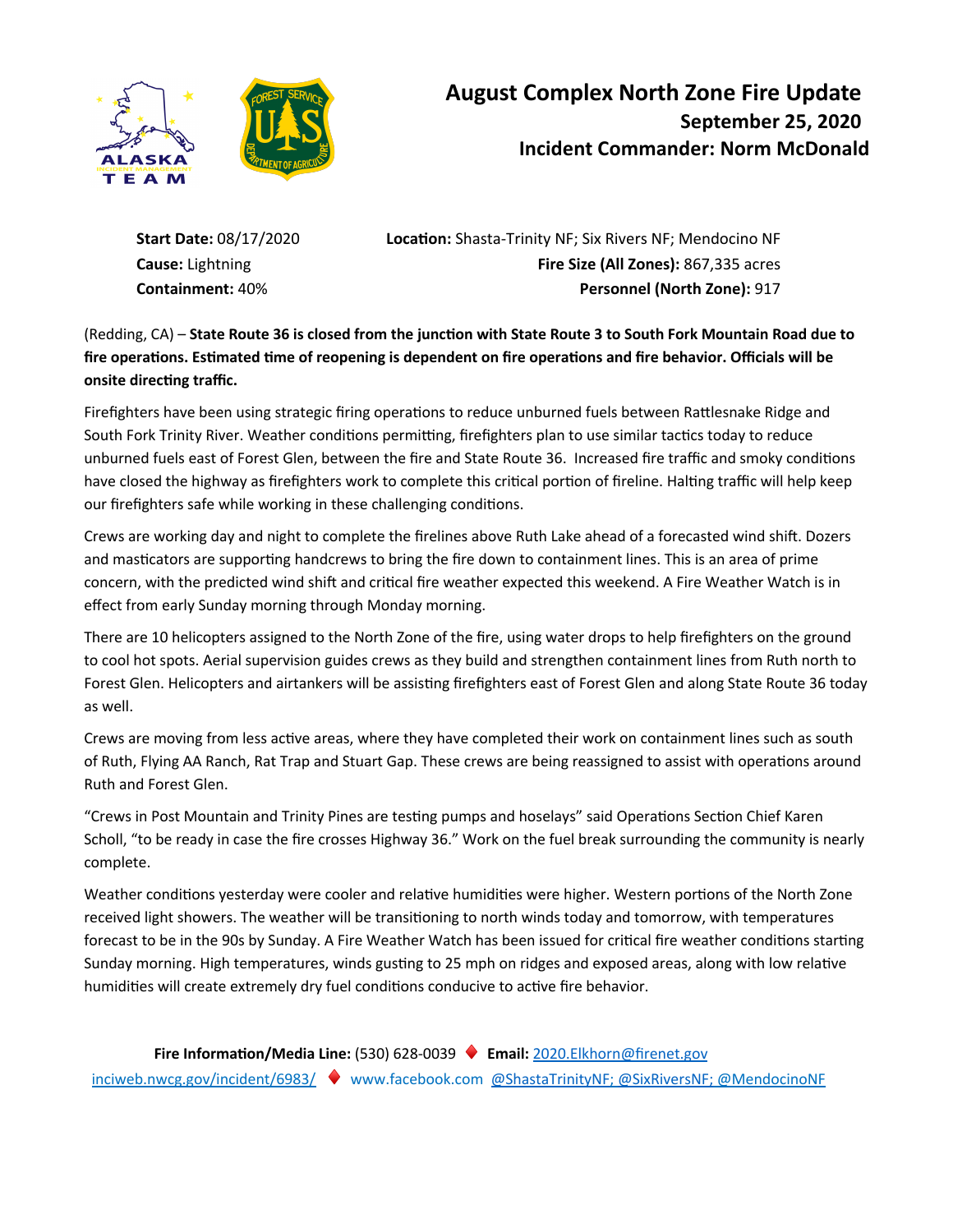# August Complex North Zone Fire Update

**September 25, 2020**

**Incident Commander: Norm McDonald**

**Start Date:** 08/17/2020
**Cause:** Lightning
**Containment:** 40%

**Location:** Shasta-Trinity NF; Six Rivers NF; Mendocino NF
**Fire Size (All Zones):** 867,335 acres
**Personnel (North Zone):** 917

(Redding, CA) – **State Route 36 is closed from the junction with State Route 3 to South Fork Mountain Road due to fire operations. Estimated time of reopening is dependent on fire operations and fire behavior. Officials will be onsite directing traffic.**

Firefighters have been using strategic firing operations to reduce unburned fuels between Rattlesnake Ridge and South Fork Trinity River. Weather conditions permitting, firefighters plan to use similar tactics today to reduce unburned fuels east of Forest Glen, between the fire and State Route 36. Increased fire traffic and smoky conditions have closed the highway as firefighters work to complete this critical portion of fireline. Halting traffic will help keep our firefighters safe while working in these challenging conditions.

Crews are working day and night to complete the firelines above Ruth Lake ahead of a forecasted wind shift. Dozers and masticators are supporting handcrews to bring the fire down to containment lines. This is an area of prime concern, with the predicted wind shift and critical fire weather expected this weekend. A Fire Weather Watch is in effect from early Sunday morning through Monday morning.

There are 10 helicopters assigned to the North Zone of the fire, using water drops to help firefighters on the ground to cool hot spots. Aerial supervision guides crews as they build and strengthen containment lines from Ruth north to Forest Glen. Helicopters and airtankers will be assisting firefighters east of Forest Glen and along State Route 36 today as well.

Crews are moving from less active areas, where they have completed their work on containment lines such as south of Ruth, Flying AA Ranch, Rat Trap and Stuart Gap. These crews are being reassigned to assist with operations around Ruth and Forest Glen.

"Crews in Post Mountain and Trinity Pines are testing pumps and hoselays" said Operations Section Chief Karen Scholl, "to be ready in case the fire crosses Highway 36." Work on the fuel break surrounding the community is nearly complete.

Weather conditions yesterday were cooler and relative humidities were higher. Western portions of the North Zone received light showers. The weather will be transitioning to north winds today and tomorrow, with temperatures forecast to be in the 90s by Sunday. A Fire Weather Watch has been issued for critical fire weather conditions starting Sunday morning. High temperatures, winds gusting to 25 mph on ridges and exposed areas, along with low relative humidities will create extremely dry fuel conditions conducive to active fire behavior.

**Fire Information/Media Line:** (530) 628-0039 ♦ **Email:** 2020.Elkhorn@firenet.gov

inciweb.nwcg.gov/incident/6983/ ♦ www.facebook.com @ShastaTrinityNF; @SixRiversNF; @MendocinoNF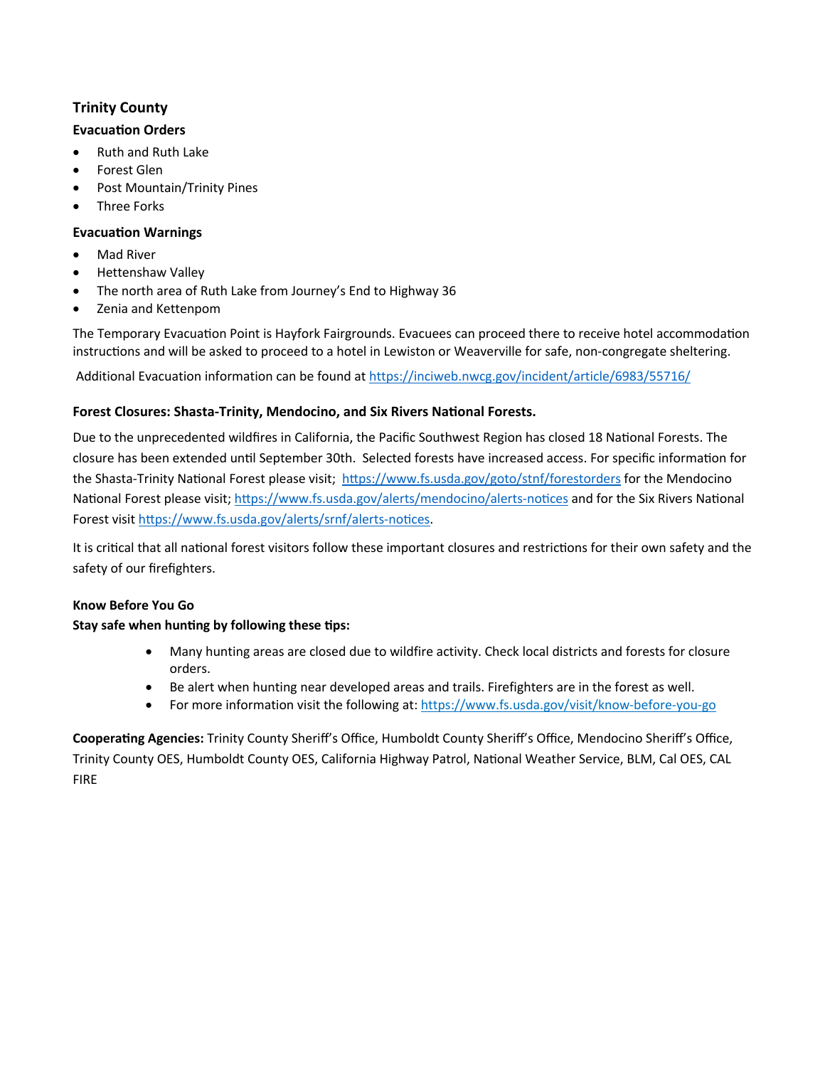### Trinity County

#### Evacuation Orders

- Ruth and Ruth Lake
- Forest Glen
- Post Mountain/Trinity Pines
- Three Forks

#### Evacuation Warnings

- Mad River
- Hettenshaw Valley
- The north area of Ruth Lake from Journey's End to Highway 36
- Zenia and Kettenpom

The Temporary Evacuation Point is Hayfork Fairgrounds. Evacuees can proceed there to receive hotel accommodation instructions and will be asked to proceed to a hotel in Lewiston or Weaverville for safe, non-congregate sheltering.

Additional Evacuation information can be found at https://inciweb.nwcg.gov/incident/article/6983/55716/

### Forest Closures: Shasta-Trinity, Mendocino, and Six Rivers National Forests.

Due to the unprecedented wildfires in California, the Pacific Southwest Region has closed 18 National Forests. The closure has been extended until September 30th. Selected forests have increased access. For specific information for the Shasta-Trinity National Forest please visit; https://www.fs.usda.gov/goto/stnf/forestorders for the Mendocino National Forest please visit; https://www.fs.usda.gov/alerts/mendocino/alerts-notices and for the Six Rivers National Forest visit https://www.fs.usda.gov/alerts/srnf/alerts-notices.

It is critical that all national forest visitors follow these important closures and restrictions for their own safety and the safety of our firefighters.

**Know Before You Go**

**Stay safe when hunting by following these tips:**

- Many hunting areas are closed due to wildfire activity. Check local districts and forests for closure orders.
- Be alert when hunting near developed areas and trails. Firefighters are in the forest as well.
- For more information visit the following at: https://www.fs.usda.gov/visit/know-before-you-go

**Cooperating Agencies:** Trinity County Sheriff's Office, Humboldt County Sheriff's Office, Mendocino Sheriff's Office, Trinity County OES, Humboldt County OES, California Highway Patrol, National Weather Service, BLM, Cal OES, CAL FIRE